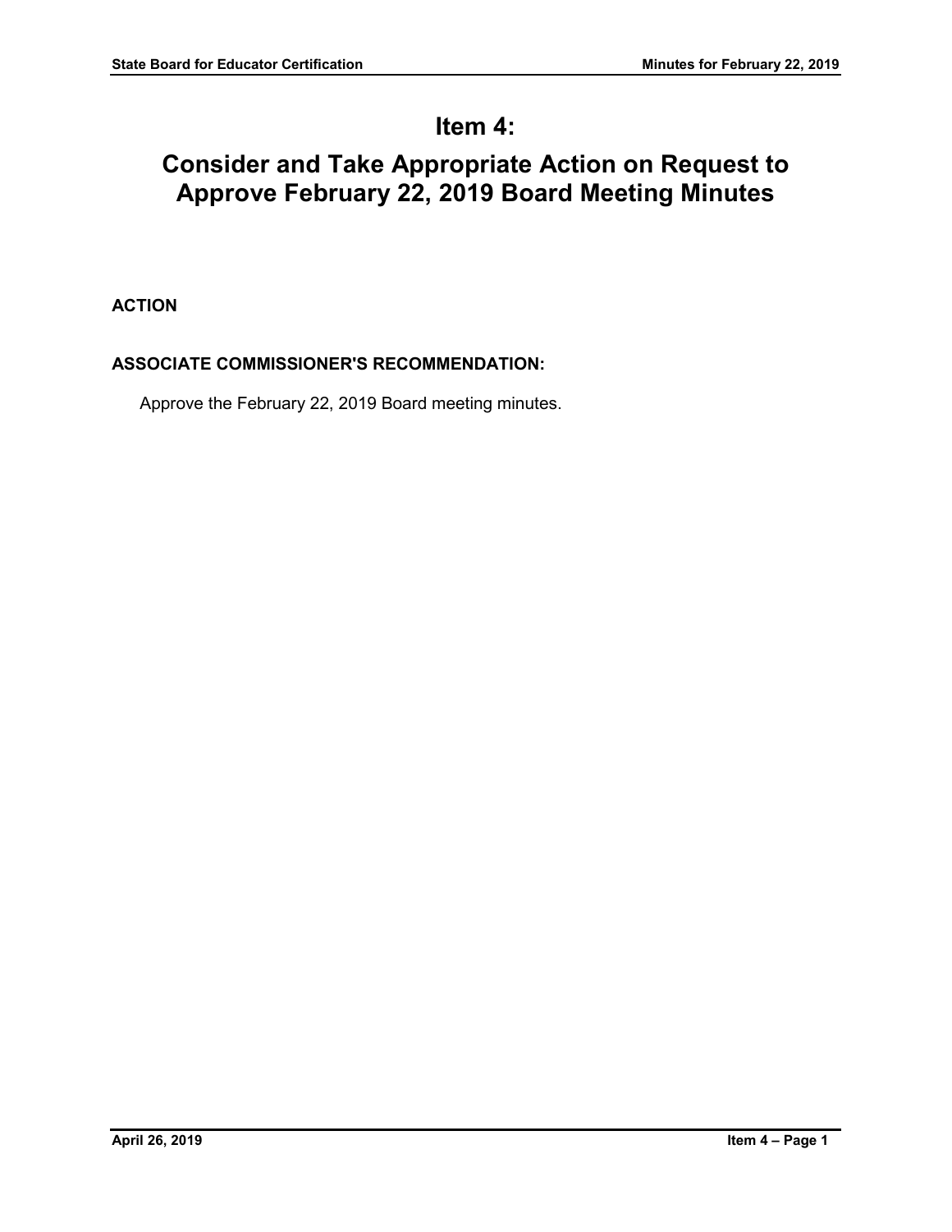# Item 4:

# Consider and Take Appropriate Action on Request to Approve February 22, 2019 Board Meeting Minutes

**ACTION**

**ASSOCIATE COMMISSIONER'S RECOMMENDATION:**

Approve the February 22, 2019 Board meeting minutes.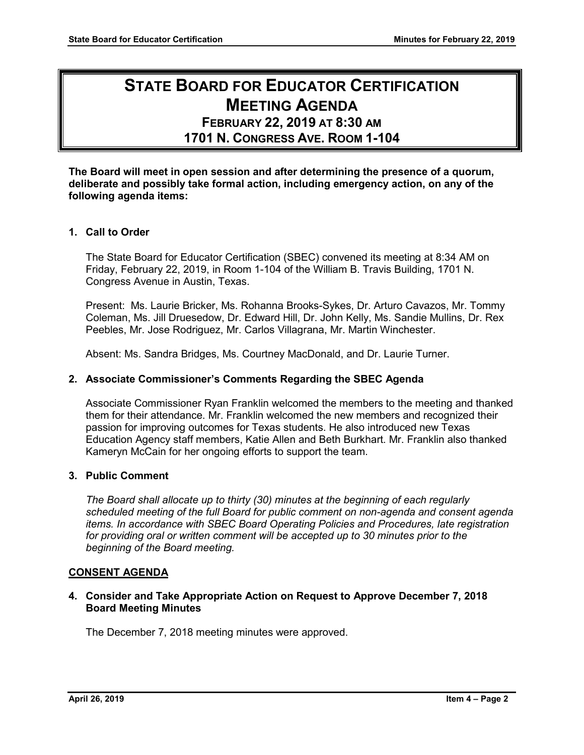# STATE BOARD FOR EDUCATOR CERTIFICATION MEETING AGENDA

## FEBRUARY 22, 2019 AT 8:30 AM
## 1701 N. CONGRESS AVE. ROOM 1-104

**The Board will meet in open session and after determining the presence of a quorum, deliberate and possibly take formal action, including emergency action, on any of the following agenda items:**

### 1. Call to Order

The State Board for Educator Certification (SBEC) convened its meeting at 8:34 AM on Friday, February 22, 2019, in Room 1-104 of the William B. Travis Building, 1701 N. Congress Avenue in Austin, Texas.

Present: Ms. Laurie Bricker, Ms. Rohanna Brooks-Sykes, Dr. Arturo Cavazos, Mr. Tommy Coleman, Ms. Jill Druesedow, Dr. Edward Hill, Dr. John Kelly, Ms. Sandie Mullins, Dr. Rex Peebles, Mr. Jose Rodriguez, Mr. Carlos Villagrana, Mr. Martin Winchester.

Absent: Ms. Sandra Bridges, Ms. Courtney MacDonald, and Dr. Laurie Turner.

### 2. Associate Commissioner's Comments Regarding the SBEC Agenda

Associate Commissioner Ryan Franklin welcomed the members to the meeting and thanked them for their attendance. Mr. Franklin welcomed the new members and recognized their passion for improving outcomes for Texas students. He also introduced new Texas Education Agency staff members, Katie Allen and Beth Burkhart. Mr. Franklin also thanked Kameryn McCain for her ongoing efforts to support the team.

### 3. Public Comment

*The Board shall allocate up to thirty (30) minutes at the beginning of each regularly scheduled meeting of the full Board for public comment on non-agenda and consent agenda items. In accordance with SBEC Board Operating Policies and Procedures, late registration for providing oral or written comment will be accepted up to 30 minutes prior to the beginning of the Board meeting.*

**CONSENT AGENDA**

### 4. Consider and Take Appropriate Action on Request to Approve December 7, 2018 Board Meeting Minutes

The December 7, 2018 meeting minutes were approved.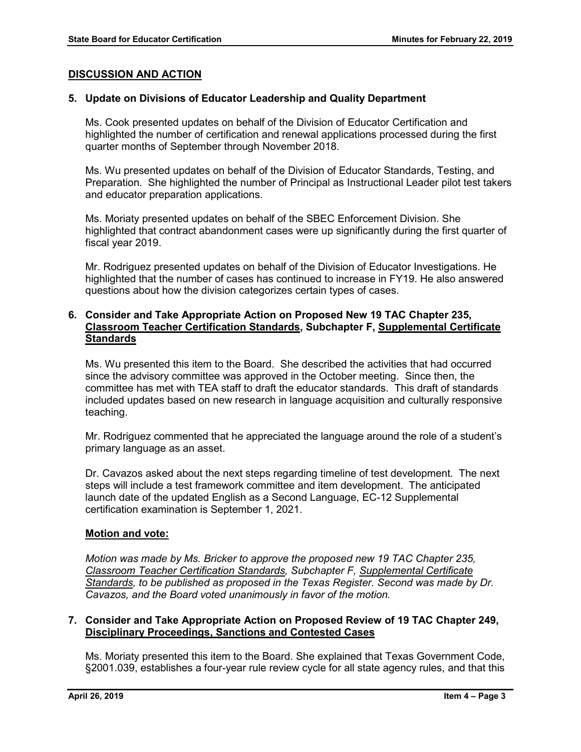## DISCUSSION AND ACTION

### 5. Update on Divisions of Educator Leadership and Quality Department

Ms. Cook presented updates on behalf of the Division of Educator Certification and highlighted the number of certification and renewal applications processed during the first quarter months of September through November 2018.

Ms. Wu presented updates on behalf of the Division of Educator Standards, Testing, and Preparation. She highlighted the number of Principal as Instructional Leader pilot test takers and educator preparation applications.

Ms. Moriaty presented updates on behalf of the SBEC Enforcement Division. She highlighted that contract abandonment cases were up significantly during the first quarter of fiscal year 2019.

Mr. Rodriguez presented updates on behalf of the Division of Educator Investigations. He highlighted that the number of cases has continued to increase in FY19. He also answered questions about how the division categorizes certain types of cases.

### 6. Consider and Take Appropriate Action on Proposed New 19 TAC Chapter 235, Classroom Teacher Certification Standards, Subchapter F, Supplemental Certificate Standards

Ms. Wu presented this item to the Board. She described the activities that had occurred since the advisory committee was approved in the October meeting. Since then, the committee has met with TEA staff to draft the educator standards. This draft of standards included updates based on new research in language acquisition and culturally responsive teaching.

Mr. Rodriguez commented that he appreciated the language around the role of a student's primary language as an asset.

Dr. Cavazos asked about the next steps regarding timeline of test development. The next steps will include a test framework committee and item development. The anticipated launch date of the updated English as a Second Language, EC-12 Supplemental certification examination is September 1, 2021.

**Motion and vote:**

*Motion was made by Ms. Bricker to approve the proposed new 19 TAC Chapter 235, Classroom Teacher Certification Standards, Subchapter F, Supplemental Certificate Standards, to be published as proposed in the Texas Register. Second was made by Dr. Cavazos, and the Board voted unanimously in favor of the motion.*

### 7. Consider and Take Appropriate Action on Proposed Review of 19 TAC Chapter 249, Disciplinary Proceedings, Sanctions and Contested Cases

Ms. Moriaty presented this item to the Board. She explained that Texas Government Code, §2001.039, establishes a four-year rule review cycle for all state agency rules, and that this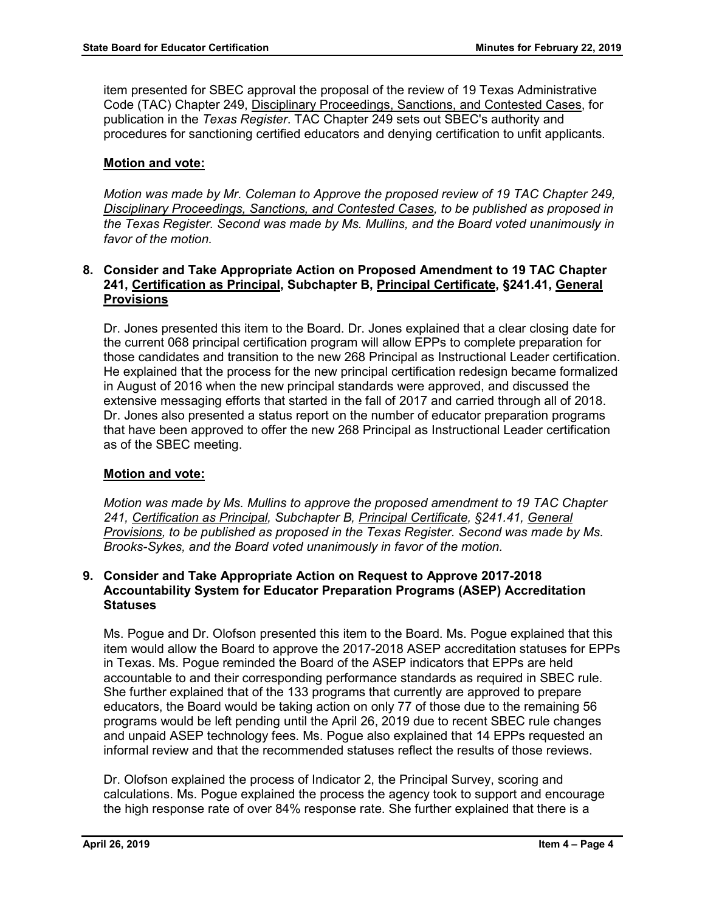item presented for SBEC approval the proposal of the review of 19 Texas Administrative Code (TAC) Chapter 249, Disciplinary Proceedings, Sanctions, and Contested Cases, for publication in the *Texas Register*. TAC Chapter 249 sets out SBEC's authority and procedures for sanctioning certified educators and denying certification to unfit applicants.

**Motion and vote:**

*Motion was made by Mr. Coleman to Approve the proposed review of 19 TAC Chapter 249, Disciplinary Proceedings, Sanctions, and Contested Cases, to be published as proposed in the Texas Register. Second was made by Ms. Mullins, and the Board voted unanimously in favor of the motion.*

**8. Consider and Take Appropriate Action on Proposed Amendment to 19 TAC Chapter 241, Certification as Principal, Subchapter B, Principal Certificate, §241.41, General Provisions**

Dr. Jones presented this item to the Board. Dr. Jones explained that a clear closing date for the current 068 principal certification program will allow EPPs to complete preparation for those candidates and transition to the new 268 Principal as Instructional Leader certification. He explained that the process for the new principal certification redesign became formalized in August of 2016 when the new principal standards were approved, and discussed the extensive messaging efforts that started in the fall of 2017 and carried through all of 2018. Dr. Jones also presented a status report on the number of educator preparation programs that have been approved to offer the new 268 Principal as Instructional Leader certification as of the SBEC meeting.

**Motion and vote:**

*Motion was made by Ms. Mullins to approve the proposed amendment to 19 TAC Chapter 241, Certification as Principal, Subchapter B, Principal Certificate, §241.41, General Provisions, to be published as proposed in the Texas Register. Second was made by Ms. Brooks-Sykes, and the Board voted unanimously in favor of the motion.*

**9. Consider and Take Appropriate Action on Request to Approve 2017-2018 Accountability System for Educator Preparation Programs (ASEP) Accreditation Statuses**

Ms. Pogue and Dr. Olofson presented this item to the Board. Ms. Pogue explained that this item would allow the Board to approve the 2017-2018 ASEP accreditation statuses for EPPs in Texas. Ms. Pogue reminded the Board of the ASEP indicators that EPPs are held accountable to and their corresponding performance standards as required in SBEC rule. She further explained that of the 133 programs that currently are approved to prepare educators, the Board would be taking action on only 77 of those due to the remaining 56 programs would be left pending until the April 26, 2019 due to recent SBEC rule changes and unpaid ASEP technology fees. Ms. Pogue also explained that 14 EPPs requested an informal review and that the recommended statuses reflect the results of those reviews.

Dr. Olofson explained the process of Indicator 2, the Principal Survey, scoring and calculations. Ms. Pogue explained the process the agency took to support and encourage the high response rate of over 84% response rate. She further explained that there is a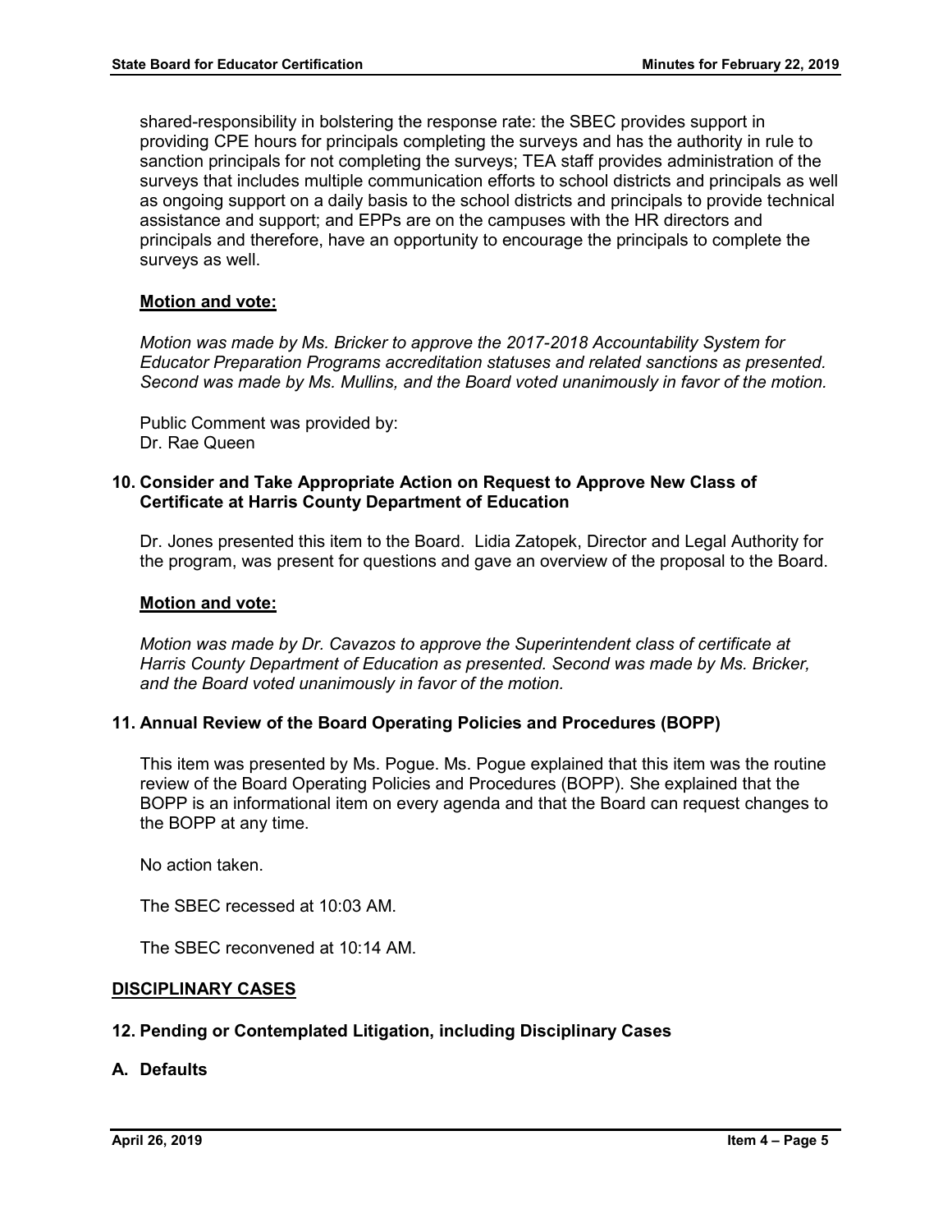shared-responsibility in bolstering the response rate: the SBEC provides support in providing CPE hours for principals completing the surveys and has the authority in rule to sanction principals for not completing the surveys; TEA staff provides administration of the surveys that includes multiple communication efforts to school districts and principals as well as ongoing support on a daily basis to the school districts and principals to provide technical assistance and support; and EPPs are on the campuses with the HR directors and principals and therefore, have an opportunity to encourage the principals to complete the surveys as well.

**Motion and vote:**

*Motion was made by Ms. Bricker to approve the 2017-2018 Accountability System for Educator Preparation Programs accreditation statuses and related sanctions as presented. Second was made by Ms. Mullins, and the Board voted unanimously in favor of the motion.*

Public Comment was provided by:
Dr. Rae Queen

### 10. Consider and Take Appropriate Action on Request to Approve New Class of Certificate at Harris County Department of Education

Dr. Jones presented this item to the Board. Lidia Zatopek, Director and Legal Authority for the program, was present for questions and gave an overview of the proposal to the Board.

**Motion and vote:**

*Motion was made by Dr. Cavazos to approve the Superintendent class of certificate at Harris County Department of Education as presented. Second was made by Ms. Bricker, and the Board voted unanimously in favor of the motion.*

### 11. Annual Review of the Board Operating Policies and Procedures (BOPP)

This item was presented by Ms. Pogue. Ms. Pogue explained that this item was the routine review of the Board Operating Policies and Procedures (BOPP). She explained that the BOPP is an informational item on every agenda and that the Board can request changes to the BOPP at any time.

No action taken.

The SBEC recessed at 10:03 AM.

The SBEC reconvened at 10:14 AM.

## DISCIPLINARY CASES

### 12. Pending or Contemplated Litigation, including Disciplinary Cases

### A. Defaults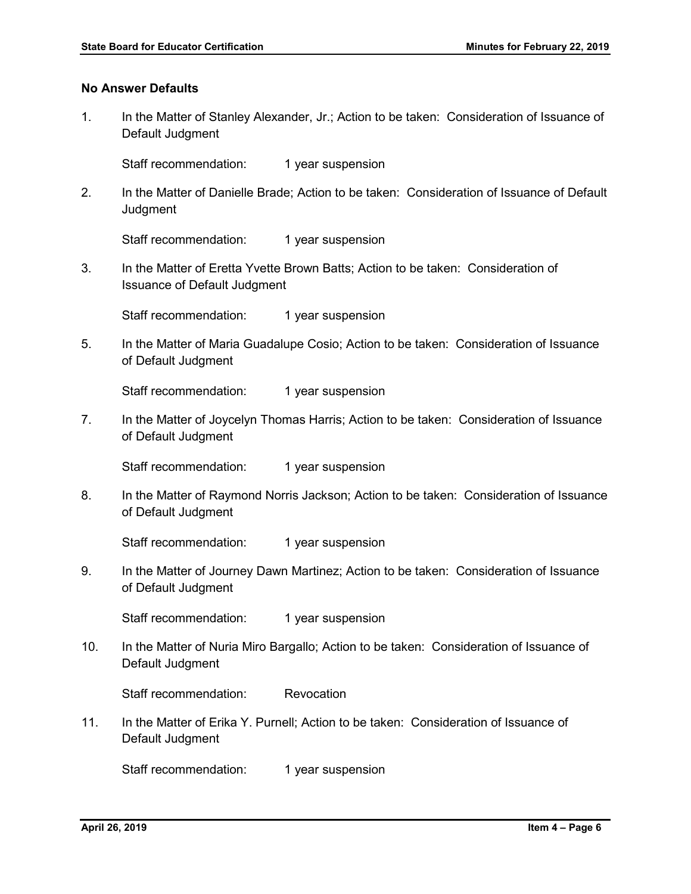### No Answer Defaults

1. In the Matter of Stanley Alexander, Jr.; Action to be taken: Consideration of Issuance of Default Judgment

   Staff recommendation: 1 year suspension

2. In the Matter of Danielle Brade; Action to be taken: Consideration of Issuance of Default Judgment

   Staff recommendation: 1 year suspension

3. In the Matter of Eretta Yvette Brown Batts; Action to be taken: Consideration of Issuance of Default Judgment

   Staff recommendation: 1 year suspension

5. In the Matter of Maria Guadalupe Cosio; Action to be taken: Consideration of Issuance of Default Judgment

   Staff recommendation: 1 year suspension

7. In the Matter of Joycelyn Thomas Harris; Action to be taken: Consideration of Issuance of Default Judgment

   Staff recommendation: 1 year suspension

8. In the Matter of Raymond Norris Jackson; Action to be taken: Consideration of Issuance of Default Judgment

   Staff recommendation: 1 year suspension

9. In the Matter of Journey Dawn Martinez; Action to be taken: Consideration of Issuance of Default Judgment

   Staff recommendation: 1 year suspension

10. In the Matter of Nuria Miro Bargallo; Action to be taken: Consideration of Issuance of Default Judgment

    Staff recommendation: Revocation

11. In the Matter of Erika Y. Purnell; Action to be taken: Consideration of Issuance of Default Judgment

    Staff recommendation: 1 year suspension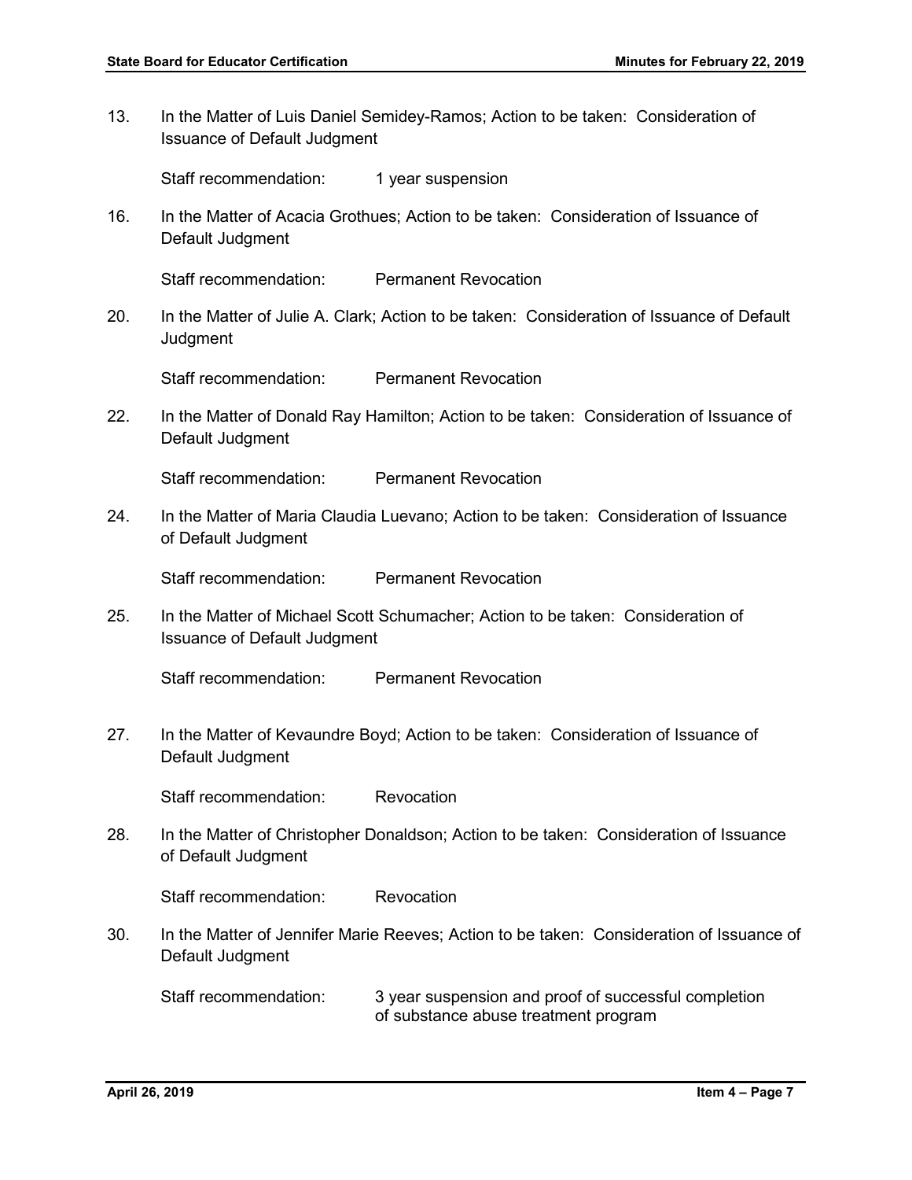13. In the Matter of Luis Daniel Semidey-Ramos; Action to be taken: Consideration of Issuance of Default Judgment

    Staff recommendation: 1 year suspension

16. In the Matter of Acacia Grothues; Action to be taken: Consideration of Issuance of Default Judgment

    Staff recommendation: Permanent Revocation

20. In the Matter of Julie A. Clark; Action to be taken: Consideration of Issuance of Default Judgment

    Staff recommendation: Permanent Revocation

22. In the Matter of Donald Ray Hamilton; Action to be taken: Consideration of Issuance of Default Judgment

    Staff recommendation: Permanent Revocation

24. In the Matter of Maria Claudia Luevano; Action to be taken: Consideration of Issuance of Default Judgment

    Staff recommendation: Permanent Revocation

25. In the Matter of Michael Scott Schumacher; Action to be taken: Consideration of Issuance of Default Judgment

    Staff recommendation: Permanent Revocation

27. In the Matter of Kevaundre Boyd; Action to be taken: Consideration of Issuance of Default Judgment

    Staff recommendation: Revocation

28. In the Matter of Christopher Donaldson; Action to be taken: Consideration of Issuance of Default Judgment

    Staff recommendation: Revocation

30. In the Matter of Jennifer Marie Reeves; Action to be taken: Consideration of Issuance of Default Judgment

    Staff recommendation: 3 year suspension and proof of successful completion of substance abuse treatment program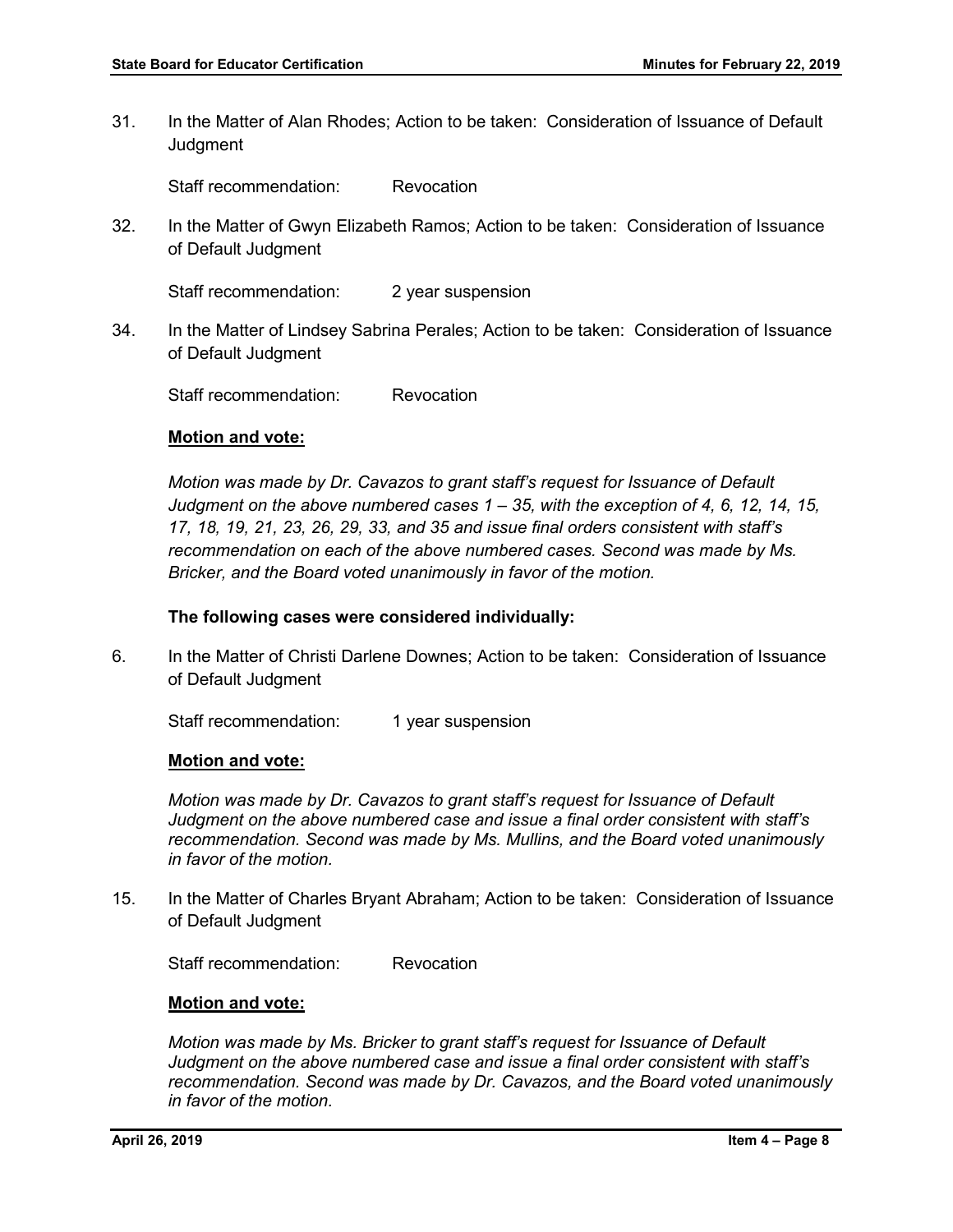31. In the Matter of Alan Rhodes; Action to be taken: Consideration of Issuance of Default Judgment

    Staff recommendation: Revocation

32. In the Matter of Gwyn Elizabeth Ramos; Action to be taken: Consideration of Issuance of Default Judgment

    Staff recommendation: 2 year suspension

34. In the Matter of Lindsey Sabrina Perales; Action to be taken: Consideration of Issuance of Default Judgment

    Staff recommendation: Revocation

    **Motion and vote:**

    *Motion was made by Dr. Cavazos to grant staff's request for Issuance of Default Judgment on the above numbered cases 1 – 35, with the exception of 4, 6, 12, 14, 15, 17, 18, 19, 21, 23, 26, 29, 33, and 35 and issue final orders consistent with staff's recommendation on each of the above numbered cases. Second was made by Ms. Bricker, and the Board voted unanimously in favor of the motion.*

    **The following cases were considered individually:**

6. In the Matter of Christi Darlene Downes; Action to be taken: Consideration of Issuance of Default Judgment

    Staff recommendation: 1 year suspension

    **Motion and vote:**

    *Motion was made by Dr. Cavazos to grant staff's request for Issuance of Default Judgment on the above numbered case and issue a final order consistent with staff's recommendation. Second was made by Ms. Mullins, and the Board voted unanimously in favor of the motion.*

15. In the Matter of Charles Bryant Abraham; Action to be taken: Consideration of Issuance of Default Judgment

    Staff recommendation: Revocation

    **Motion and vote:**

    *Motion was made by Ms. Bricker to grant staff's request for Issuance of Default Judgment on the above numbered case and issue a final order consistent with staff's recommendation. Second was made by Dr. Cavazos, and the Board voted unanimously in favor of the motion.*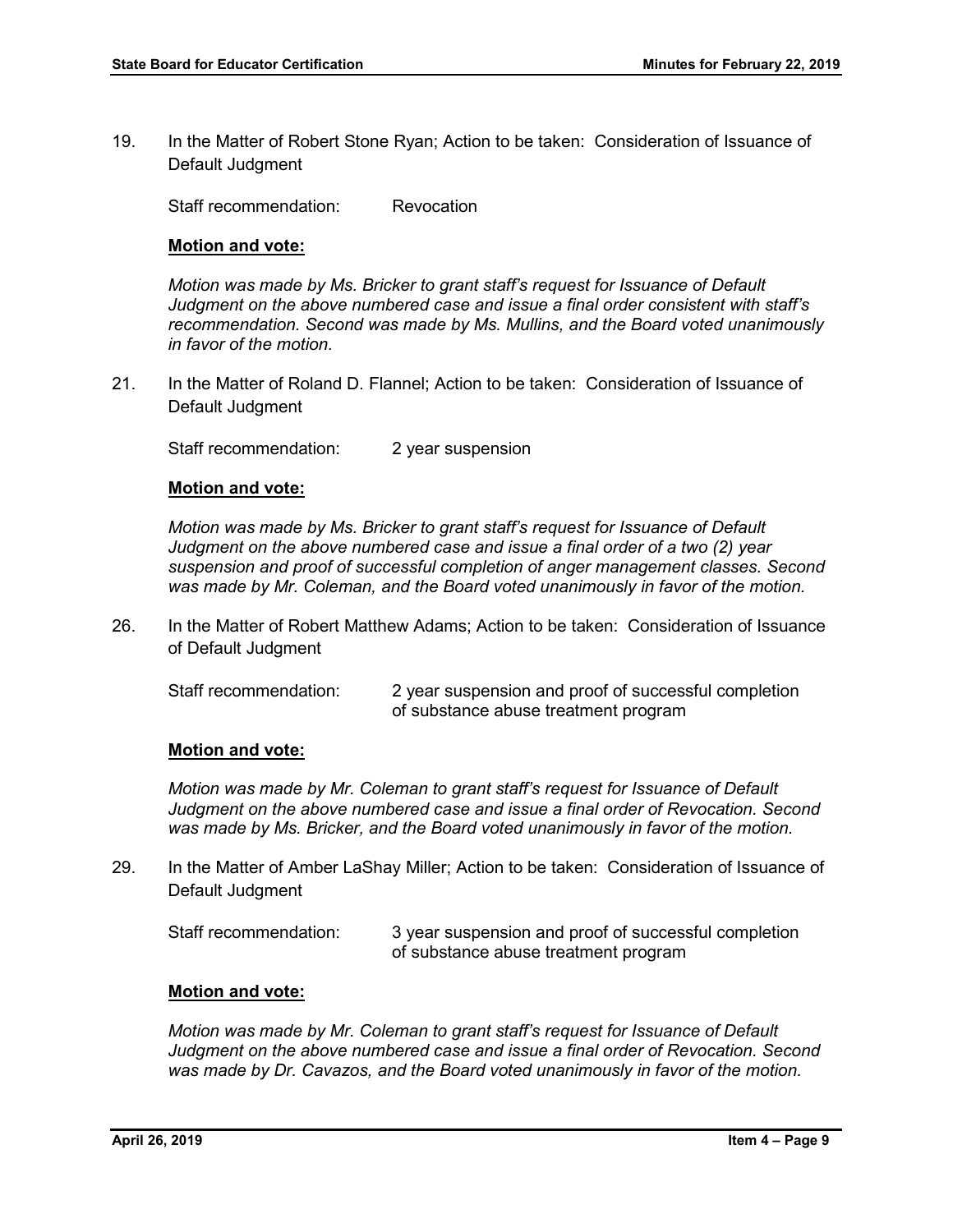19. In the Matter of Robert Stone Ryan; Action to be taken: Consideration of Issuance of Default Judgment

    Staff recommendation: Revocation

    **Motion and vote:**

    *Motion was made by Ms. Bricker to grant staff's request for Issuance of Default Judgment on the above numbered case and issue a final order consistent with staff's recommendation. Second was made by Ms. Mullins, and the Board voted unanimously in favor of the motion.*

21. In the Matter of Roland D. Flannel; Action to be taken: Consideration of Issuance of Default Judgment

    Staff recommendation: 2 year suspension

    **Motion and vote:**

    *Motion was made by Ms. Bricker to grant staff's request for Issuance of Default Judgment on the above numbered case and issue a final order of a two (2) year suspension and proof of successful completion of anger management classes. Second was made by Mr. Coleman, and the Board voted unanimously in favor of the motion.*

26. In the Matter of Robert Matthew Adams; Action to be taken: Consideration of Issuance of Default Judgment

    Staff recommendation: 2 year suspension and proof of successful completion of substance abuse treatment program

    **Motion and vote:**

    *Motion was made by Mr. Coleman to grant staff's request for Issuance of Default Judgment on the above numbered case and issue a final order of Revocation. Second was made by Ms. Bricker, and the Board voted unanimously in favor of the motion.*

29. In the Matter of Amber LaShay Miller; Action to be taken: Consideration of Issuance of Default Judgment

    Staff recommendation: 3 year suspension and proof of successful completion of substance abuse treatment program

    **Motion and vote:**

    *Motion was made by Mr. Coleman to grant staff's request for Issuance of Default Judgment on the above numbered case and issue a final order of Revocation. Second was made by Dr. Cavazos, and the Board voted unanimously in favor of the motion.*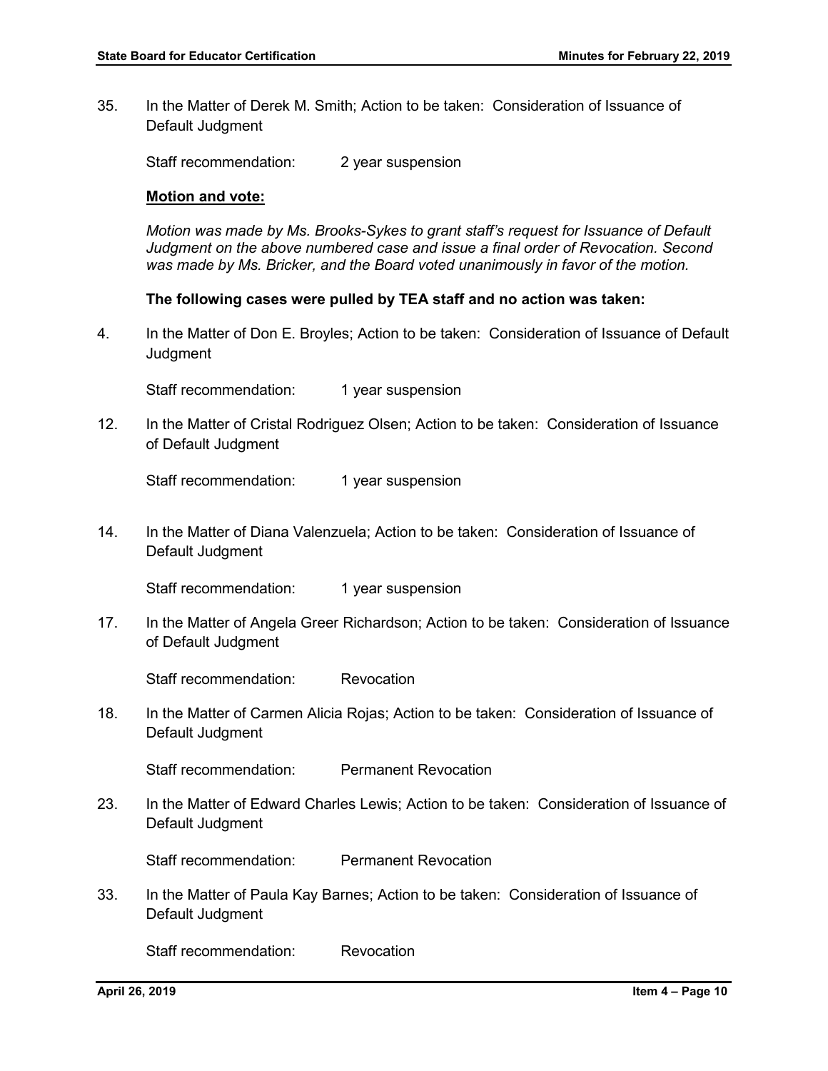35. In the Matter of Derek M. Smith; Action to be taken: Consideration of Issuance of Default Judgment

    Staff recommendation: 2 year suspension

    **Motion and vote:**

    *Motion was made by Ms. Brooks-Sykes to grant staff's request for Issuance of Default Judgment on the above numbered case and issue a final order of Revocation. Second was made by Ms. Bricker, and the Board voted unanimously in favor of the motion.*

**The following cases were pulled by TEA staff and no action was taken:**

4. In the Matter of Don E. Broyles; Action to be taken: Consideration of Issuance of Default Judgment

    Staff recommendation: 1 year suspension

12. In the Matter of Cristal Rodriguez Olsen; Action to be taken: Consideration of Issuance of Default Judgment

    Staff recommendation: 1 year suspension

14. In the Matter of Diana Valenzuela; Action to be taken: Consideration of Issuance of Default Judgment

    Staff recommendation: 1 year suspension

17. In the Matter of Angela Greer Richardson; Action to be taken: Consideration of Issuance of Default Judgment

    Staff recommendation: Revocation

18. In the Matter of Carmen Alicia Rojas; Action to be taken: Consideration of Issuance of Default Judgment

    Staff recommendation: Permanent Revocation

23. In the Matter of Edward Charles Lewis; Action to be taken: Consideration of Issuance of Default Judgment

    Staff recommendation: Permanent Revocation

33. In the Matter of Paula Kay Barnes; Action to be taken: Consideration of Issuance of Default Judgment

    Staff recommendation: Revocation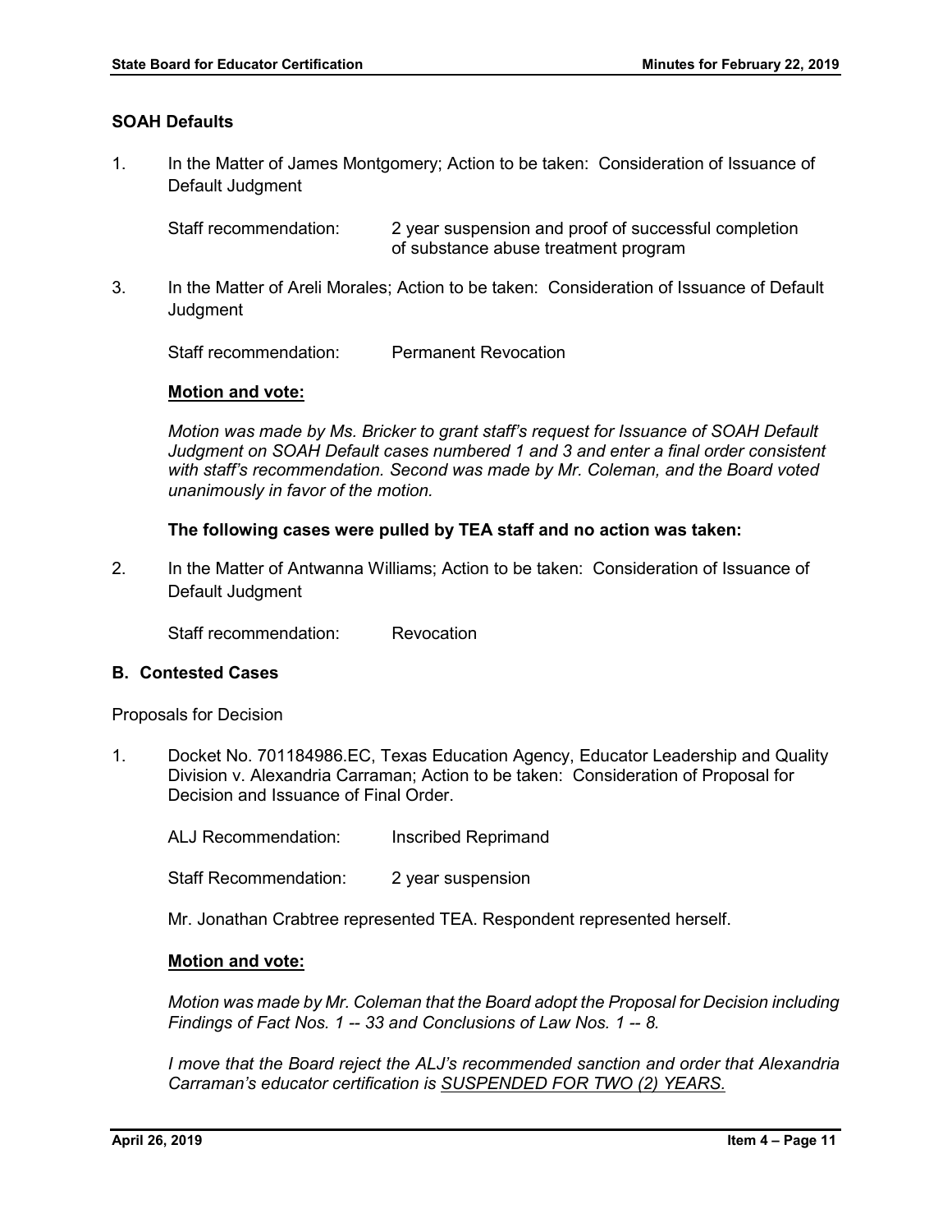### SOAH Defaults

1. In the Matter of James Montgomery; Action to be taken: Consideration of Issuance of Default Judgment

   Staff recommendation: 2 year suspension and proof of successful completion of substance abuse treatment program

3. In the Matter of Areli Morales; Action to be taken: Consideration of Issuance of Default Judgment

   Staff recommendation: Permanent Revocation

   **Motion and vote:**

   *Motion was made by Ms. Bricker to grant staff's request for Issuance of SOAH Default Judgment on SOAH Default cases numbered 1 and 3 and enter a final order consistent with staff's recommendation. Second was made by Mr. Coleman, and the Board voted unanimously in favor of the motion.*

   **The following cases were pulled by TEA staff and no action was taken:**

2. In the Matter of Antwanna Williams; Action to be taken: Consideration of Issuance of Default Judgment

   Staff recommendation: Revocation

### B. Contested Cases

Proposals for Decision

1. Docket No. 701184986.EC, Texas Education Agency, Educator Leadership and Quality Division v. Alexandria Carraman; Action to be taken: Consideration of Proposal for Decision and Issuance of Final Order.

   ALJ Recommendation: Inscribed Reprimand

   Staff Recommendation: 2 year suspension

   Mr. Jonathan Crabtree represented TEA. Respondent represented herself.

   **Motion and vote:**

   *Motion was made by Mr. Coleman that the Board adopt the Proposal for Decision including Findings of Fact Nos. 1 -- 33 and Conclusions of Law Nos. 1 -- 8.*

   *I move that the Board reject the ALJ's recommended sanction and order that Alexandria Carraman's educator certification is <u>SUSPENDED FOR TWO (2) YEARS.</u>*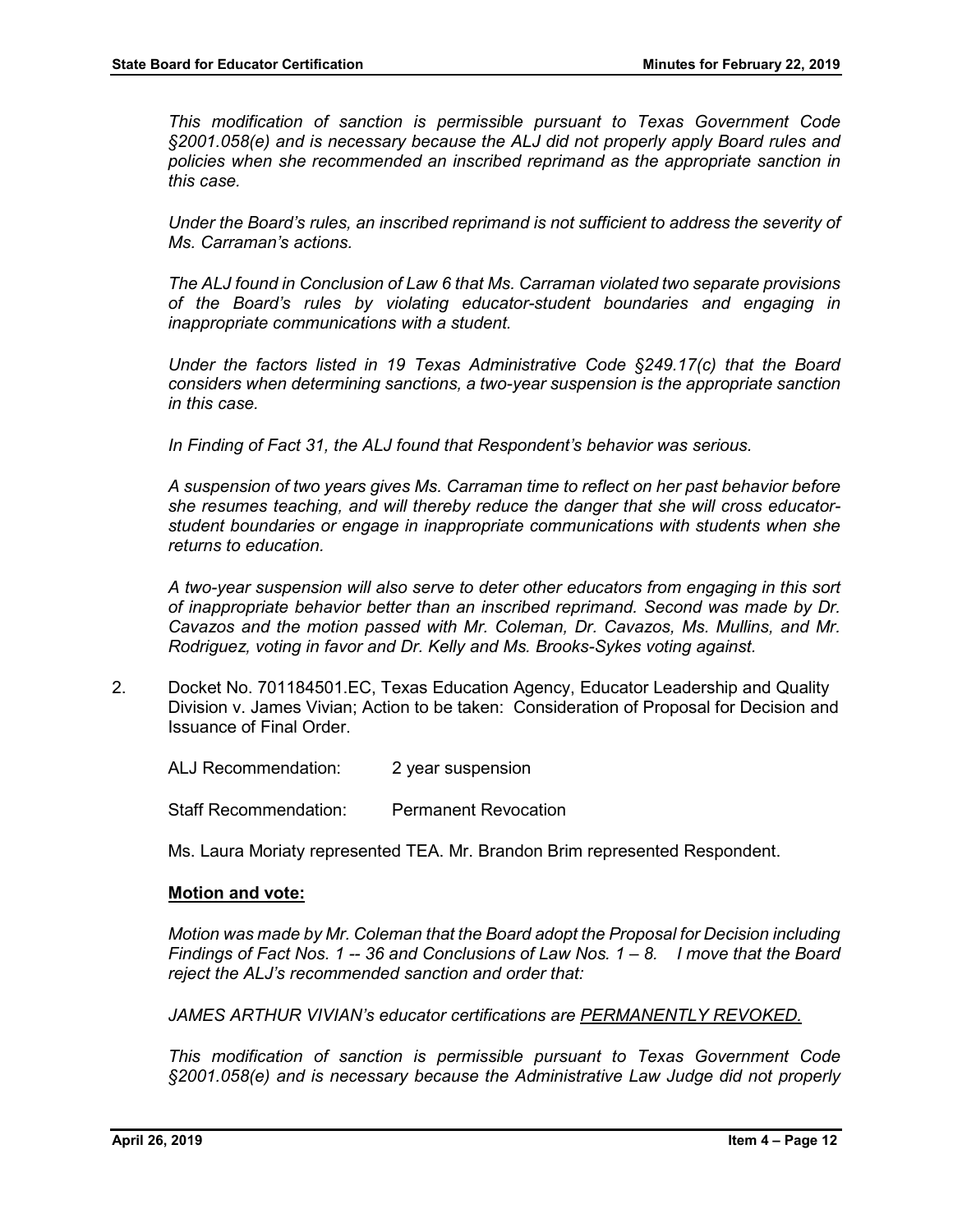*This modification of sanction is permissible pursuant to Texas Government Code §2001.058(e) and is necessary because the ALJ did not properly apply Board rules and policies when she recommended an inscribed reprimand as the appropriate sanction in this case.*

*Under the Board's rules, an inscribed reprimand is not sufficient to address the severity of Ms. Carraman's actions.*

*The ALJ found in Conclusion of Law 6 that Ms. Carraman violated two separate provisions of the Board's rules by violating educator-student boundaries and engaging in inappropriate communications with a student.*

*Under the factors listed in 19 Texas Administrative Code §249.17(c) that the Board considers when determining sanctions, a two-year suspension is the appropriate sanction in this case.*

*In Finding of Fact 31, the ALJ found that Respondent's behavior was serious.*

*A suspension of two years gives Ms. Carraman time to reflect on her past behavior before she resumes teaching, and will thereby reduce the danger that she will cross educator-student boundaries or engage in inappropriate communications with students when she returns to education.*

*A two-year suspension will also serve to deter other educators from engaging in this sort of inappropriate behavior better than an inscribed reprimand. Second was made by Dr. Cavazos and the motion passed with Mr. Coleman, Dr. Cavazos, Ms. Mullins, and Mr. Rodriguez, voting in favor and Dr. Kelly and Ms. Brooks-Sykes voting against.*

2. Docket No. 701184501.EC, Texas Education Agency, Educator Leadership and Quality Division v. James Vivian; Action to be taken: Consideration of Proposal for Decision and Issuance of Final Order.

   ALJ Recommendation: 2 year suspension

   Staff Recommendation: Permanent Revocation

   Ms. Laura Moriaty represented TEA. Mr. Brandon Brim represented Respondent.

   **Motion and vote:**

   *Motion was made by Mr. Coleman that the Board adopt the Proposal for Decision including Findings of Fact Nos. 1 -- 36 and Conclusions of Law Nos. 1 – 8. I move that the Board reject the ALJ's recommended sanction and order that:*

   *JAMES ARTHUR VIVIAN's educator certifications are PERMANENTLY REVOKED.*

   *This modification of sanction is permissible pursuant to Texas Government Code §2001.058(e) and is necessary because the Administrative Law Judge did not properly*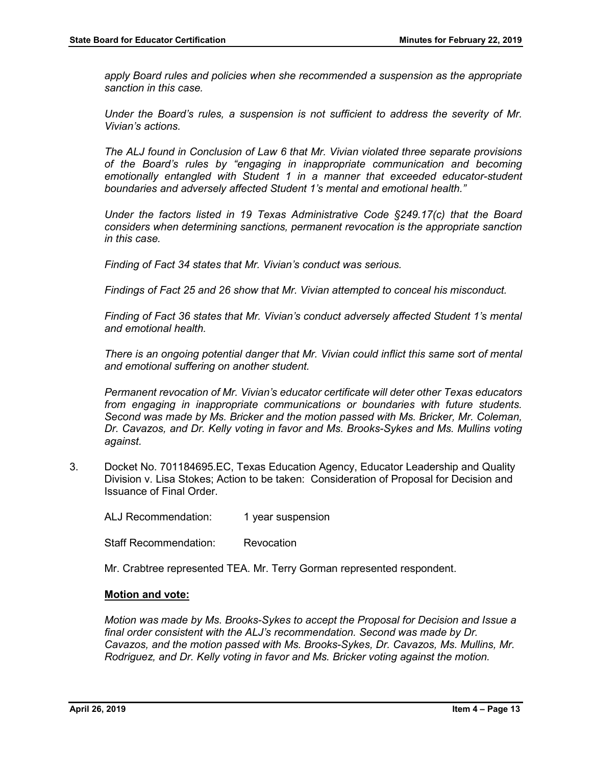*apply Board rules and policies when she recommended a suspension as the appropriate sanction in this case.*

*Under the Board's rules, a suspension is not sufficient to address the severity of Mr. Vivian's actions.*

*The ALJ found in Conclusion of Law 6 that Mr. Vivian violated three separate provisions of the Board's rules by "engaging in inappropriate communication and becoming emotionally entangled with Student 1 in a manner that exceeded educator-student boundaries and adversely affected Student 1's mental and emotional health."*

*Under the factors listed in 19 Texas Administrative Code §249.17(c) that the Board considers when determining sanctions, permanent revocation is the appropriate sanction in this case.*

*Finding of Fact 34 states that Mr. Vivian's conduct was serious.*

*Findings of Fact 25 and 26 show that Mr. Vivian attempted to conceal his misconduct.*

*Finding of Fact 36 states that Mr. Vivian's conduct adversely affected Student 1's mental and emotional health.*

*There is an ongoing potential danger that Mr. Vivian could inflict this same sort of mental and emotional suffering on another student.*

*Permanent revocation of Mr. Vivian's educator certificate will deter other Texas educators from engaging in inappropriate communications or boundaries with future students. Second was made by Ms. Bricker and the motion passed with Ms. Bricker, Mr. Coleman, Dr. Cavazos, and Dr. Kelly voting in favor and Ms. Brooks-Sykes and Ms. Mullins voting against.*

3. Docket No. 701184695.EC, Texas Education Agency, Educator Leadership and Quality Division v. Lisa Stokes; Action to be taken: Consideration of Proposal for Decision and Issuance of Final Order.

   ALJ Recommendation: 1 year suspension

   Staff Recommendation: Revocation

   Mr. Crabtree represented TEA. Mr. Terry Gorman represented respondent.

   **Motion and vote:**

   *Motion was made by Ms. Brooks-Sykes to accept the Proposal for Decision and Issue a final order consistent with the ALJ's recommendation. Second was made by Dr. Cavazos, and the motion passed with Ms. Brooks-Sykes, Dr. Cavazos, Ms. Mullins, Mr. Rodriguez, and Dr. Kelly voting in favor and Ms. Bricker voting against the motion.*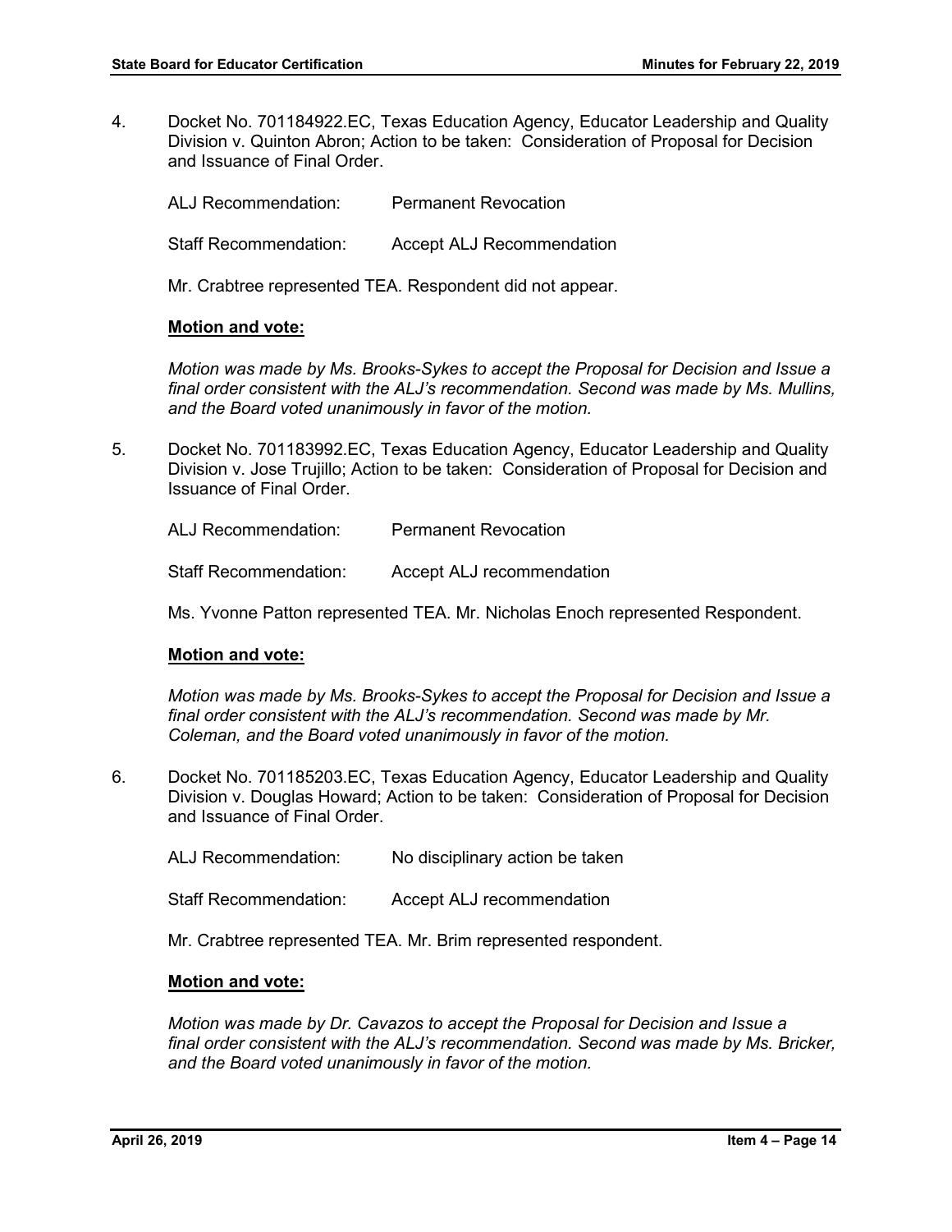4. Docket No. 701184922.EC, Texas Education Agency, Educator Leadership and Quality Division v. Quinton Abron; Action to be taken: Consideration of Proposal for Decision and Issuance of Final Order.

   ALJ Recommendation: Permanent Revocation

   Staff Recommendation: Accept ALJ Recommendation

   Mr. Crabtree represented TEA. Respondent did not appear.

   **Motion and vote:**

   *Motion was made by Ms. Brooks-Sykes to accept the Proposal for Decision and Issue a final order consistent with the ALJ's recommendation. Second was made by Ms. Mullins, and the Board voted unanimously in favor of the motion.*

5. Docket No. 701183992.EC, Texas Education Agency, Educator Leadership and Quality Division v. Jose Trujillo; Action to be taken: Consideration of Proposal for Decision and Issuance of Final Order.

   ALJ Recommendation: Permanent Revocation

   Staff Recommendation: Accept ALJ recommendation

   Ms. Yvonne Patton represented TEA. Mr. Nicholas Enoch represented Respondent.

   **Motion and vote:**

   *Motion was made by Ms. Brooks-Sykes to accept the Proposal for Decision and Issue a final order consistent with the ALJ's recommendation. Second was made by Mr. Coleman, and the Board voted unanimously in favor of the motion.*

6. Docket No. 701185203.EC, Texas Education Agency, Educator Leadership and Quality Division v. Douglas Howard; Action to be taken: Consideration of Proposal for Decision and Issuance of Final Order.

   ALJ Recommendation: No disciplinary action be taken

   Staff Recommendation: Accept ALJ recommendation

   Mr. Crabtree represented TEA. Mr. Brim represented respondent.

   **Motion and vote:**

   *Motion was made by Dr. Cavazos to accept the Proposal for Decision and Issue a final order consistent with the ALJ's recommendation. Second was made by Ms. Bricker, and the Board voted unanimously in favor of the motion.*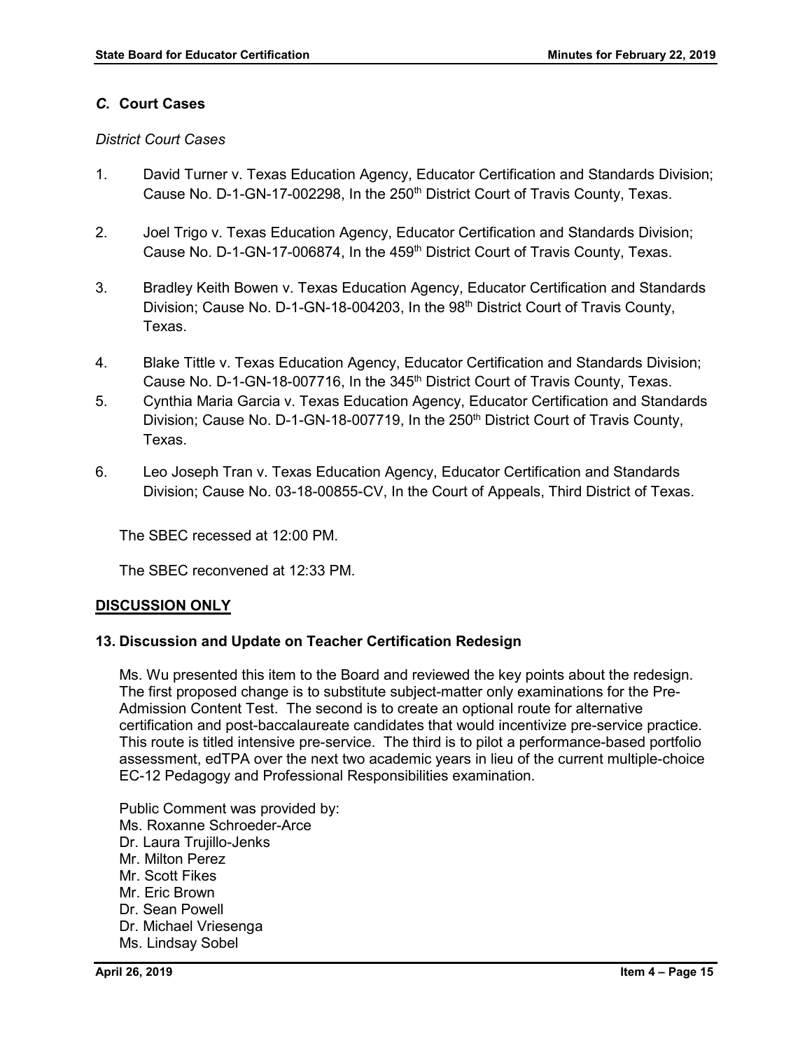### *C.* Court Cases

*District Court Cases*

1. David Turner v. Texas Education Agency, Educator Certification and Standards Division; Cause No. D-1-GN-17-002298, In the 250th District Court of Travis County, Texas.

2. Joel Trigo v. Texas Education Agency, Educator Certification and Standards Division; Cause No. D-1-GN-17-006874, In the 459th District Court of Travis County, Texas.

3. Bradley Keith Bowen v. Texas Education Agency, Educator Certification and Standards Division; Cause No. D-1-GN-18-004203, In the 98th District Court of Travis County, Texas.

4. Blake Tittle v. Texas Education Agency, Educator Certification and Standards Division; Cause No. D-1-GN-18-007716, In the 345th District Court of Travis County, Texas.

5. Cynthia Maria Garcia v. Texas Education Agency, Educator Certification and Standards Division; Cause No. D-1-GN-18-007719, In the 250th District Court of Travis County, Texas.

6. Leo Joseph Tran v. Texas Education Agency, Educator Certification and Standards Division; Cause No. 03-18-00855-CV, In the Court of Appeals, Third District of Texas.

The SBEC recessed at 12:00 PM.

The SBEC reconvened at 12:33 PM.

**DISCUSSION ONLY**

### 13. Discussion and Update on Teacher Certification Redesign

Ms. Wu presented this item to the Board and reviewed the key points about the redesign. The first proposed change is to substitute subject-matter only examinations for the Pre-Admission Content Test. The second is to create an optional route for alternative certification and post-baccalaureate candidates that would incentivize pre-service practice. This route is titled intensive pre-service. The third is to pilot a performance-based portfolio assessment, edTPA over the next two academic years in lieu of the current multiple-choice EC-12 Pedagogy and Professional Responsibilities examination.

Public Comment was provided by:
Ms. Roxanne Schroeder-Arce
Dr. Laura Trujillo-Jenks
Mr. Milton Perez
Mr. Scott Fikes
Mr. Eric Brown
Dr. Sean Powell
Dr. Michael Vriesenga
Ms. Lindsay Sobel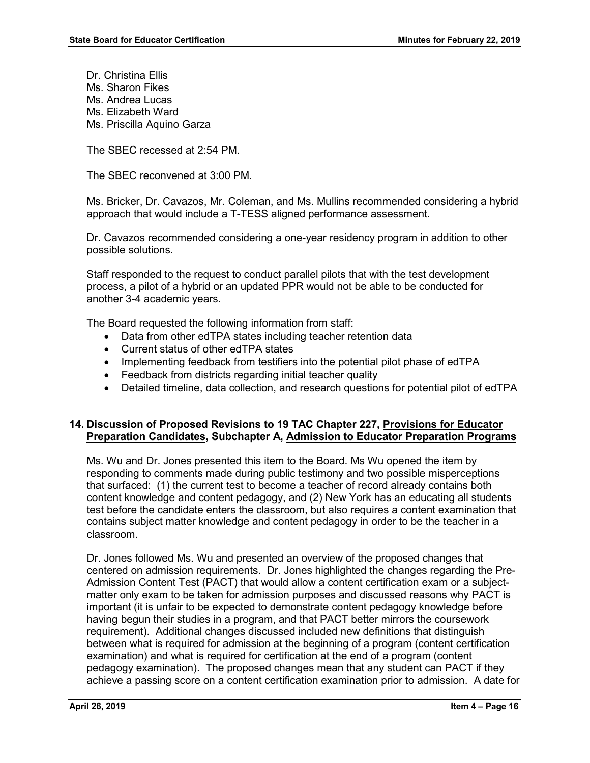Dr. Christina Ellis
Ms. Sharon Fikes
Ms. Andrea Lucas
Ms. Elizabeth Ward
Ms. Priscilla Aquino Garza

The SBEC recessed at 2:54 PM.

The SBEC reconvened at 3:00 PM.

Ms. Bricker, Dr. Cavazos, Mr. Coleman, and Ms. Mullins recommended considering a hybrid approach that would include a T-TESS aligned performance assessment.

Dr. Cavazos recommended considering a one-year residency program in addition to other possible solutions.

Staff responded to the request to conduct parallel pilots that with the test development process, a pilot of a hybrid or an updated PPR would not be able to be conducted for another 3-4 academic years.

The Board requested the following information from staff:

- Data from other edTPA states including teacher retention data
- Current status of other edTPA states
- Implementing feedback from testifiers into the potential pilot phase of edTPA
- Feedback from districts regarding initial teacher quality
- Detailed timeline, data collection, and research questions for potential pilot of edTPA

**14. Discussion of Proposed Revisions to 19 TAC Chapter 227, Provisions for Educator Preparation Candidates, Subchapter A, Admission to Educator Preparation Programs**

Ms. Wu and Dr. Jones presented this item to the Board. Ms Wu opened the item by responding to comments made during public testimony and two possible misperceptions that surfaced: (1) the current test to become a teacher of record already contains both content knowledge and content pedagogy, and (2) New York has an educating all students test before the candidate enters the classroom, but also requires a content examination that contains subject matter knowledge and content pedagogy in order to be the teacher in a classroom.

Dr. Jones followed Ms. Wu and presented an overview of the proposed changes that centered on admission requirements. Dr. Jones highlighted the changes regarding the Pre-Admission Content Test (PACT) that would allow a content certification exam or a subject-matter only exam to be taken for admission purposes and discussed reasons why PACT is important (it is unfair to be expected to demonstrate content pedagogy knowledge before having begun their studies in a program, and that PACT better mirrors the coursework requirement). Additional changes discussed included new definitions that distinguish between what is required for admission at the beginning of a program (content certification examination) and what is required for certification at the end of a program (content pedagogy examination). The proposed changes mean that any student can PACT if they achieve a passing score on a content certification examination prior to admission. A date for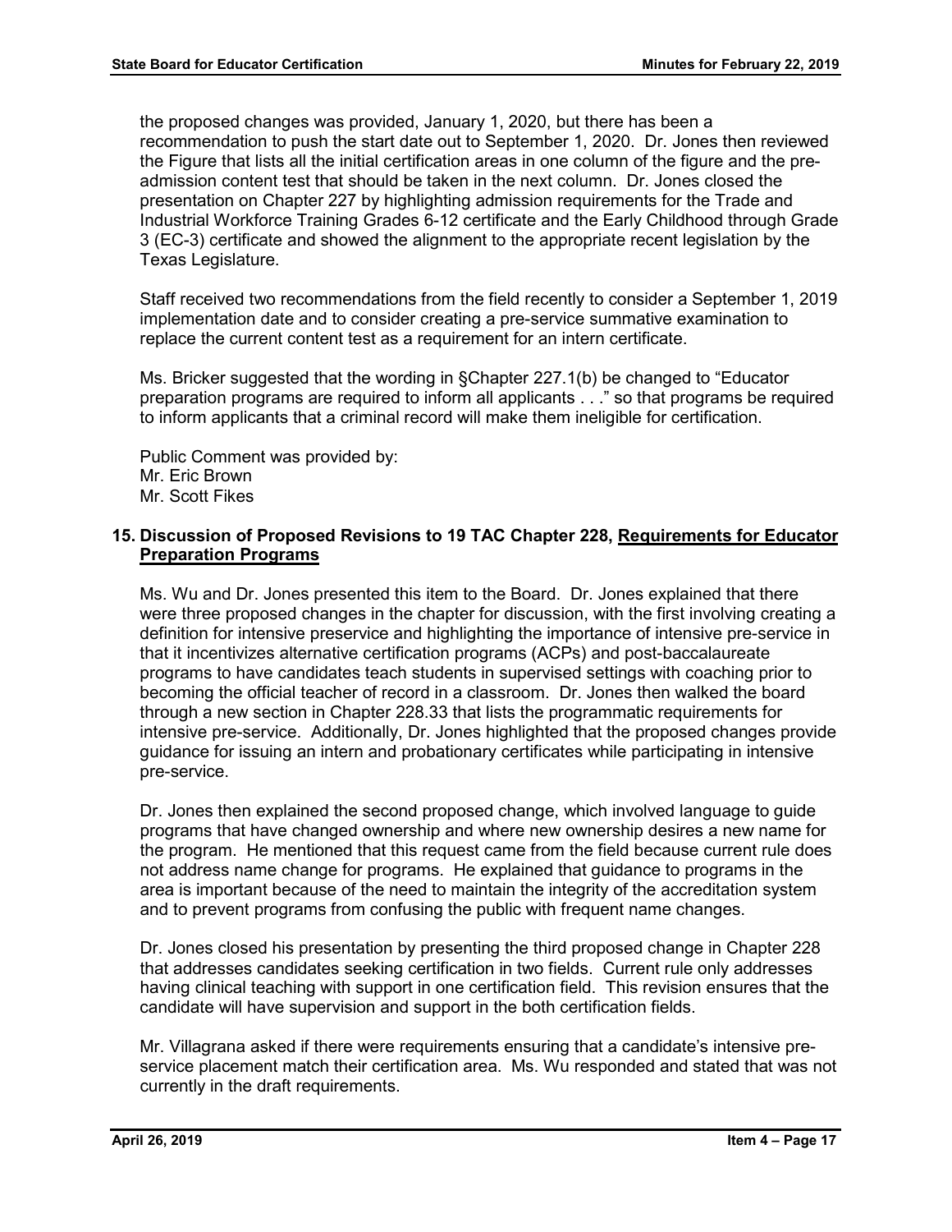the proposed changes was provided, January 1, 2020, but there has been a recommendation to push the start date out to September 1, 2020. Dr. Jones then reviewed the Figure that lists all the initial certification areas in one column of the figure and the pre-admission content test that should be taken in the next column. Dr. Jones closed the presentation on Chapter 227 by highlighting admission requirements for the Trade and Industrial Workforce Training Grades 6-12 certificate and the Early Childhood through Grade 3 (EC-3) certificate and showed the alignment to the appropriate recent legislation by the Texas Legislature.

Staff received two recommendations from the field recently to consider a September 1, 2019 implementation date and to consider creating a pre-service summative examination to replace the current content test as a requirement for an intern certificate.

Ms. Bricker suggested that the wording in §Chapter 227.1(b) be changed to "Educator preparation programs are required to inform all applicants . . ." so that programs be required to inform applicants that a criminal record will make them ineligible for certification.

Public Comment was provided by:
Mr. Eric Brown
Mr. Scott Fikes

### 15. Discussion of Proposed Revisions to 19 TAC Chapter 228, Requirements for Educator Preparation Programs

Ms. Wu and Dr. Jones presented this item to the Board. Dr. Jones explained that there were three proposed changes in the chapter for discussion, with the first involving creating a definition for intensive preservice and highlighting the importance of intensive pre-service in that it incentivizes alternative certification programs (ACPs) and post-baccalaureate programs to have candidates teach students in supervised settings with coaching prior to becoming the official teacher of record in a classroom. Dr. Jones then walked the board through a new section in Chapter 228.33 that lists the programmatic requirements for intensive pre-service. Additionally, Dr. Jones highlighted that the proposed changes provide guidance for issuing an intern and probationary certificates while participating in intensive pre-service.

Dr. Jones then explained the second proposed change, which involved language to guide programs that have changed ownership and where new ownership desires a new name for the program. He mentioned that this request came from the field because current rule does not address name change for programs. He explained that guidance to programs in the area is important because of the need to maintain the integrity of the accreditation system and to prevent programs from confusing the public with frequent name changes.

Dr. Jones closed his presentation by presenting the third proposed change in Chapter 228 that addresses candidates seeking certification in two fields. Current rule only addresses having clinical teaching with support in one certification field. This revision ensures that the candidate will have supervision and support in the both certification fields.

Mr. Villagrana asked if there were requirements ensuring that a candidate's intensive pre-service placement match their certification area. Ms. Wu responded and stated that was not currently in the draft requirements.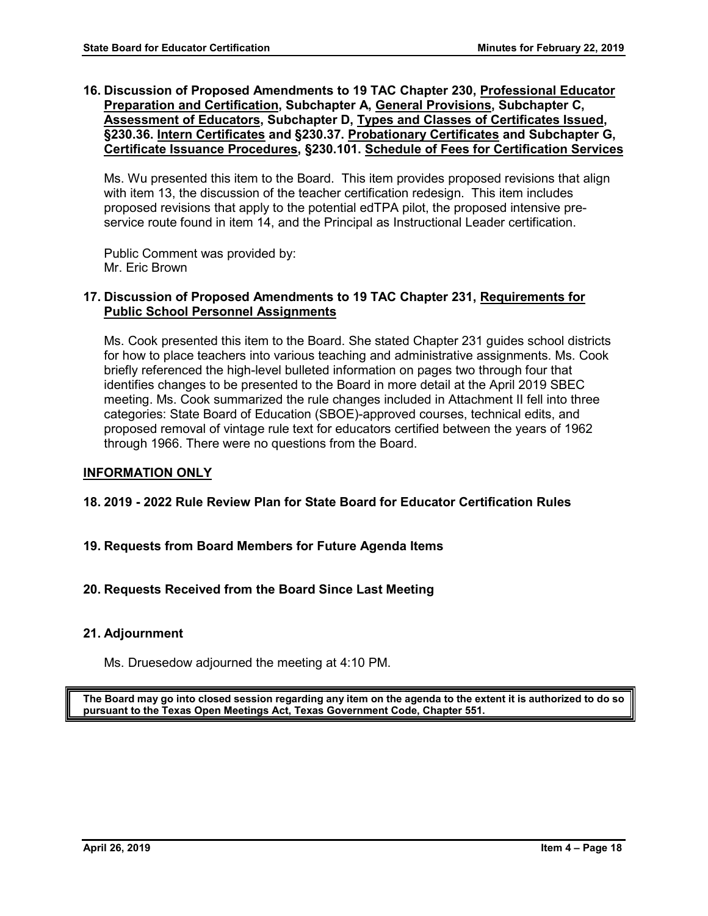**16. Discussion of Proposed Amendments to 19 TAC Chapter 230, Professional Educator Preparation and Certification, Subchapter A, General Provisions, Subchapter C, Assessment of Educators, Subchapter D, Types and Classes of Certificates Issued, §230.36. Intern Certificates and §230.37. Probationary Certificates and Subchapter G, Certificate Issuance Procedures, §230.101. Schedule of Fees for Certification Services**

Ms. Wu presented this item to the Board. This item provides proposed revisions that align with item 13, the discussion of the teacher certification redesign. This item includes proposed revisions that apply to the potential edTPA pilot, the proposed intensive pre-service route found in item 14, and the Principal as Instructional Leader certification.

Public Comment was provided by:
Mr. Eric Brown

**17. Discussion of Proposed Amendments to 19 TAC Chapter 231, Requirements for Public School Personnel Assignments**

Ms. Cook presented this item to the Board. She stated Chapter 231 guides school districts for how to place teachers into various teaching and administrative assignments. Ms. Cook briefly referenced the high-level bulleted information on pages two through four that identifies changes to be presented to the Board in more detail at the April 2019 SBEC meeting. Ms. Cook summarized the rule changes included in Attachment II fell into three categories: State Board of Education (SBOE)-approved courses, technical edits, and proposed removal of vintage rule text for educators certified between the years of 1962 through 1966. There were no questions from the Board.

**INFORMATION ONLY**

**18. 2019 - 2022 Rule Review Plan for State Board for Educator Certification Rules**

**19. Requests from Board Members for Future Agenda Items**

**20. Requests Received from the Board Since Last Meeting**

**21. Adjournment**

Ms. Druesedow adjourned the meeting at 4:10 PM.

**The Board may go into closed session regarding any item on the agenda to the extent it is authorized to do so pursuant to the Texas Open Meetings Act, Texas Government Code, Chapter 551.**